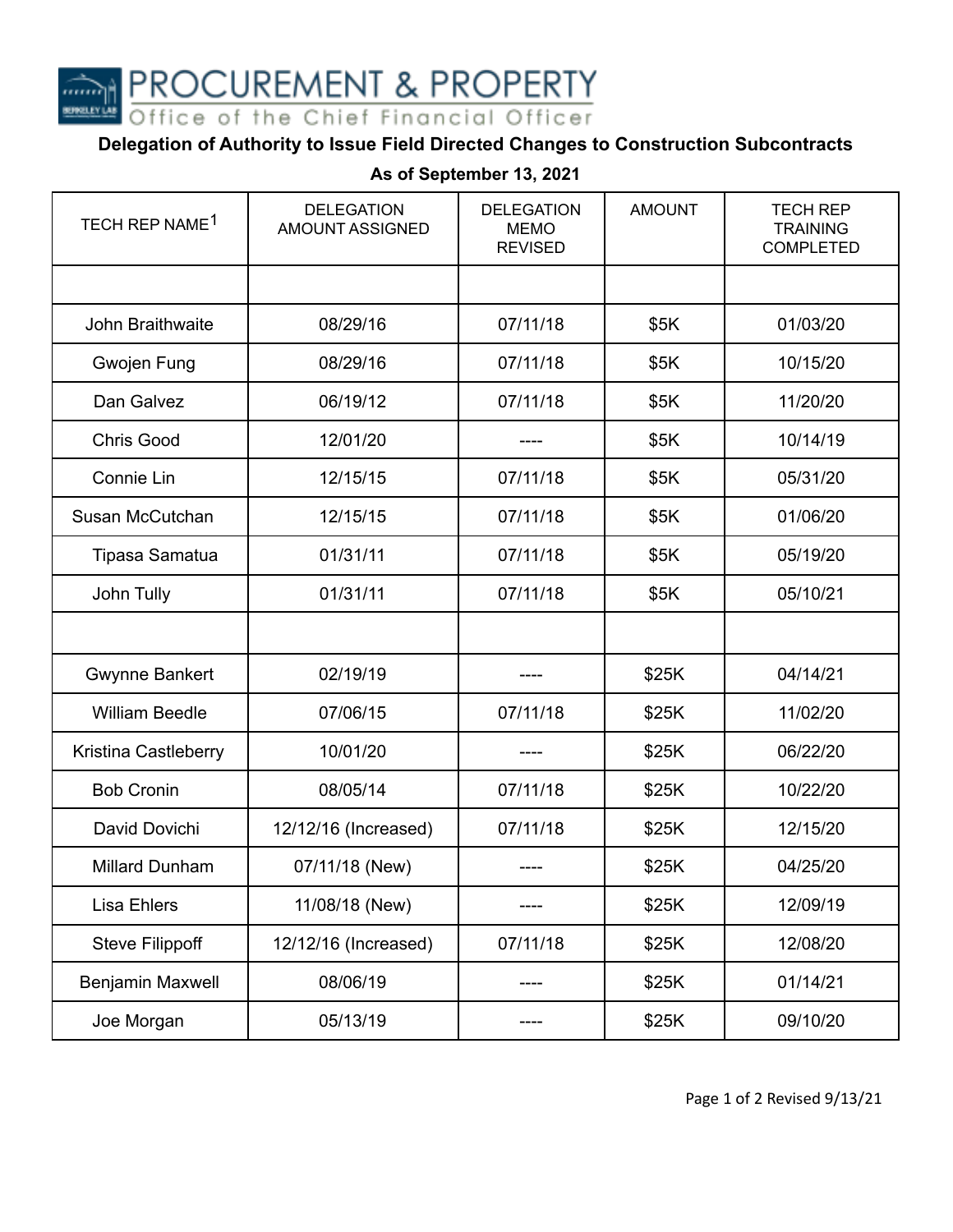# PROCUREMENT & PROPERTY

Office of the Chief Financial Officer

## Delegation of Authority to Issue Field Directed Changes to Construction Subcontracts

**As of September 13, 2021**

| TECH REP NAME[1] | DELEGATION AMOUNT ASSIGNED | DELEGATION MEMO REVISED | AMOUNT | TECH REP TRAINING COMPLETED |
|---|---|---|---|---|
| | | | | |
| John Braithwaite | 08/29/16 | 07/11/18 | $5K | 01/03/20 |
| Gwojen Fung | 08/29/16 | 07/11/18 | $5K | 10/15/20 |
| Dan Galvez | 06/19/12 | 07/11/18 | $5K | 11/20/20 |
| Chris Good | 12/01/20 | ---- | $5K | 10/14/19 |
| Connie Lin | 12/15/15 | 07/11/18 | $5K | 05/31/20 |
| Susan McCutchan | 12/15/15 | 07/11/18 | $5K | 01/06/20 |
| Tipasa Samatua | 01/31/11 | 07/11/18 | $5K | 05/19/20 |
| John Tully | 01/31/11 | 07/11/18 | $5K | 05/10/21 |
| | | | | |
| Gwynne Bankert | 02/19/19 | ---- | $25K | 04/14/21 |
| William Beedle | 07/06/15 | 07/11/18 | $25K | 11/02/20 |
| Kristina Castleberry | 10/01/20 | ---- | $25K | 06/22/20 |
| Bob Cronin | 08/05/14 | 07/11/18 | $25K | 10/22/20 |
| David Dovichi | 12/12/16 (Increased) | 07/11/18 | $25K | 12/15/20 |
| Millard Dunham | 07/11/18 (New) | ---- | $25K | 04/25/20 |
| Lisa Ehlers | 11/08/18 (New) | ---- | $25K | 12/09/19 |
| Steve Filippoff | 12/12/16 (Increased) | 07/11/18 | $25K | 12/08/20 |
| Benjamin Maxwell | 08/06/19 | ---- | $25K | 01/14/21 |
| Joe Morgan | 05/13/19 | ---- | $25K | 09/10/20 |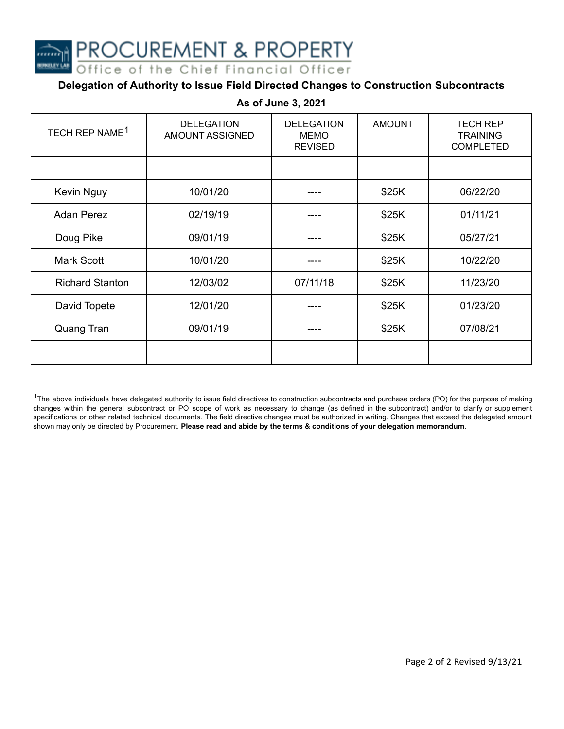PROCUREMENT & PROPERTY
Office of the Chief Financial Officer

## Delegation of Authority to Issue Field Directed Changes to Construction Subcontracts

**As of June 3, 2021**

| TECH REP NAME[1] | DELEGATION AMOUNT ASSIGNED | DELEGATION MEMO REVISED | AMOUNT | TECH REP TRAINING COMPLETED |
|---|---|---|---|---|
| | | | | |
| Kevin Nguy | 10/01/20 | ---- | $25K | 06/22/20 |
| Adan Perez | 02/19/19 | ---- | $25K | 01/11/21 |
| Doug Pike | 09/01/19 | ---- | $25K | 05/27/21 |
| Mark Scott | 10/01/20 | ---- | $25K | 10/22/20 |
| Richard Stanton | 12/03/02 | 07/11/18 | $25K | 11/23/20 |
| David Topete | 12/01/20 | ---- | $25K | 01/23/20 |
| Quang Tran | 09/01/19 | ---- | $25K | 07/08/21 |
| | | | | |

[1] The above individuals have delegated authority to issue field directives to construction subcontracts and purchase orders (PO) for the purpose of making changes within the general subcontract or PO scope of work as necessary to change (as defined in the subcontract) and/or to clarify or supplement specifications or other related technical documents. The field directive changes must be authorized in writing. Changes that exceed the delegated amount shown may only be directed by Procurement. **Please read and abide by the terms & conditions of your delegation memorandum**.

Revised 9/13/21